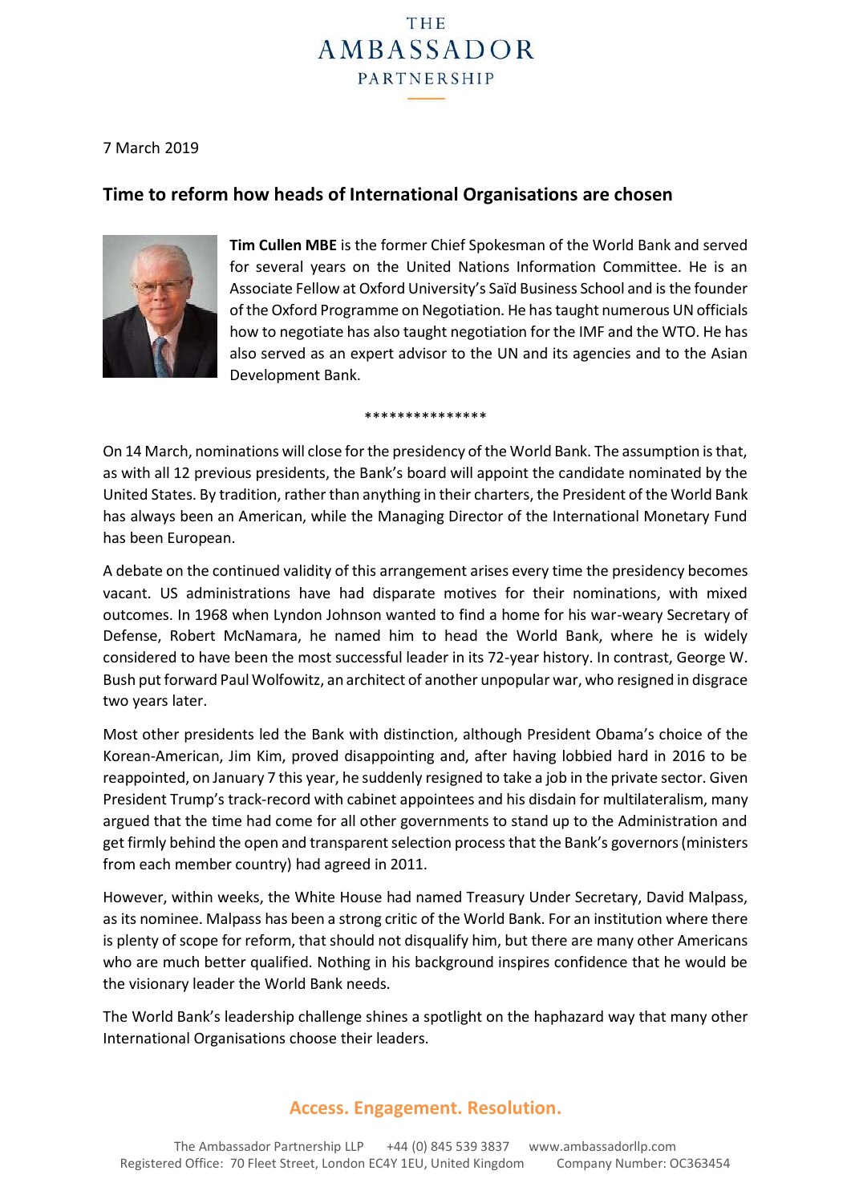THE AMBASSADOR PARTNERSHIP

7 March 2019

## Time to reform how heads of International Organisations are chosen

**Tim Cullen MBE** is the former Chief Spokesman of the World Bank and served for several years on the United Nations Information Committee. He is an Associate Fellow at Oxford University's Saïd Business School and is the founder of the Oxford Programme on Negotiation. He has taught numerous UN officials how to negotiate has also taught negotiation for the IMF and the WTO. He has also served as an expert advisor to the UN and its agencies and to the Asian Development Bank.

***************

On 14 March, nominations will close for the presidency of the World Bank. The assumption is that, as with all 12 previous presidents, the Bank's board will appoint the candidate nominated by the United States. By tradition, rather than anything in their charters, the President of the World Bank has always been an American, while the Managing Director of the International Monetary Fund has been European.

A debate on the continued validity of this arrangement arises every time the presidency becomes vacant. US administrations have had disparate motives for their nominations, with mixed outcomes. In 1968 when Lyndon Johnson wanted to find a home for his war-weary Secretary of Defense, Robert McNamara, he named him to head the World Bank, where he is widely considered to have been the most successful leader in its 72-year history. In contrast, George W. Bush put forward Paul Wolfowitz, an architect of another unpopular war, who resigned in disgrace two years later.

Most other presidents led the Bank with distinction, although President Obama's choice of the Korean-American, Jim Kim, proved disappointing and, after having lobbied hard in 2016 to be reappointed, on January 7 this year, he suddenly resigned to take a job in the private sector. Given President Trump's track-record with cabinet appointees and his disdain for multilateralism, many argued that the time had come for all other governments to stand up to the Administration and get firmly behind the open and transparent selection process that the Bank's governors (ministers from each member country) had agreed in 2011.

However, within weeks, the White House had named Treasury Under Secretary, David Malpass, as its nominee. Malpass has been a strong critic of the World Bank. For an institution where there is plenty of scope for reform, that should not disqualify him, but there are many other Americans who are much better qualified. Nothing in his background inspires confidence that he would be the visionary leader the World Bank needs.

The World Bank's leadership challenge shines a spotlight on the haphazard way that many other International Organisations choose their leaders.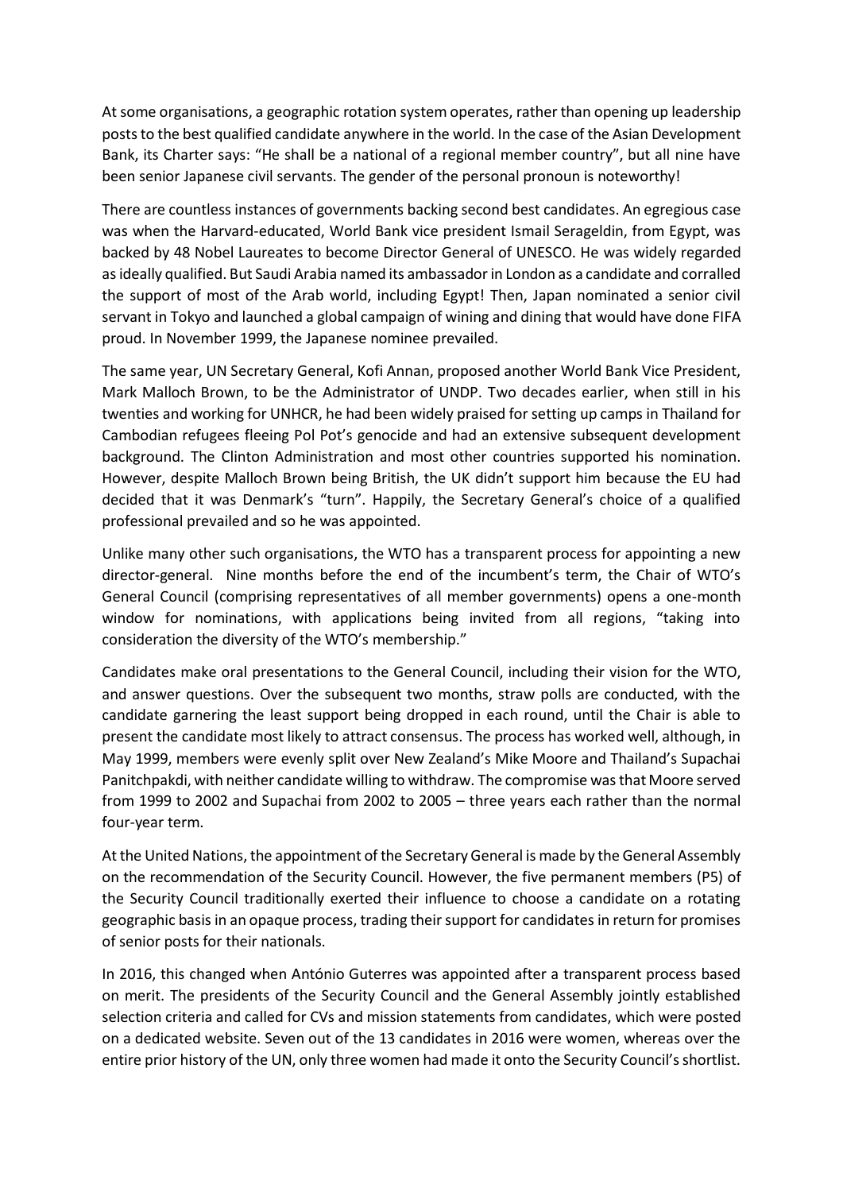At some organisations, a geographic rotation system operates, rather than opening up leadership posts to the best qualified candidate anywhere in the world. In the case of the Asian Development Bank, its Charter says: "He shall be a national of a regional member country", but all nine have been senior Japanese civil servants. The gender of the personal pronoun is noteworthy!

There are countless instances of governments backing second best candidates. An egregious case was when the Harvard-educated, World Bank vice president Ismail Serageldin, from Egypt, was backed by 48 Nobel Laureates to become Director General of UNESCO. He was widely regarded as ideally qualified. But Saudi Arabia named its ambassador in London as a candidate and corralled the support of most of the Arab world, including Egypt! Then, Japan nominated a senior civil servant in Tokyo and launched a global campaign of wining and dining that would have done FIFA proud. In November 1999, the Japanese nominee prevailed.

The same year, UN Secretary General, Kofi Annan, proposed another World Bank Vice President, Mark Malloch Brown, to be the Administrator of UNDP. Two decades earlier, when still in his twenties and working for UNHCR, he had been widely praised for setting up camps in Thailand for Cambodian refugees fleeing Pol Pot's genocide and had an extensive subsequent development background. The Clinton Administration and most other countries supported his nomination. However, despite Malloch Brown being British, the UK didn't support him because the EU had decided that it was Denmark's "turn". Happily, the Secretary General's choice of a qualified professional prevailed and so he was appointed.

Unlike many other such organisations, the WTO has a transparent process for appointing a new director-general. Nine months before the end of the incumbent's term, the Chair of WTO's General Council (comprising representatives of all member governments) opens a one-month window for nominations, with applications being invited from all regions, "taking into consideration the diversity of the WTO's membership."

Candidates make oral presentations to the General Council, including their vision for the WTO, and answer questions. Over the subsequent two months, straw polls are conducted, with the candidate garnering the least support being dropped in each round, until the Chair is able to present the candidate most likely to attract consensus. The process has worked well, although, in May 1999, members were evenly split over New Zealand's Mike Moore and Thailand's Supachai Panitchpakdi, with neither candidate willing to withdraw. The compromise was that Moore served from 1999 to 2002 and Supachai from 2002 to 2005 – three years each rather than the normal four-year term.

At the United Nations, the appointment of the Secretary General is made by the General Assembly on the recommendation of the Security Council. However, the five permanent members (P5) of the Security Council traditionally exerted their influence to choose a candidate on a rotating geographic basis in an opaque process, trading their support for candidates in return for promises of senior posts for their nationals.

In 2016, this changed when António Guterres was appointed after a transparent process based on merit. The presidents of the Security Council and the General Assembly jointly established selection criteria and called for CVs and mission statements from candidates, which were posted on a dedicated website. Seven out of the 13 candidates in 2016 were women, whereas over the entire prior history of the UN, only three women had made it onto the Security Council's shortlist.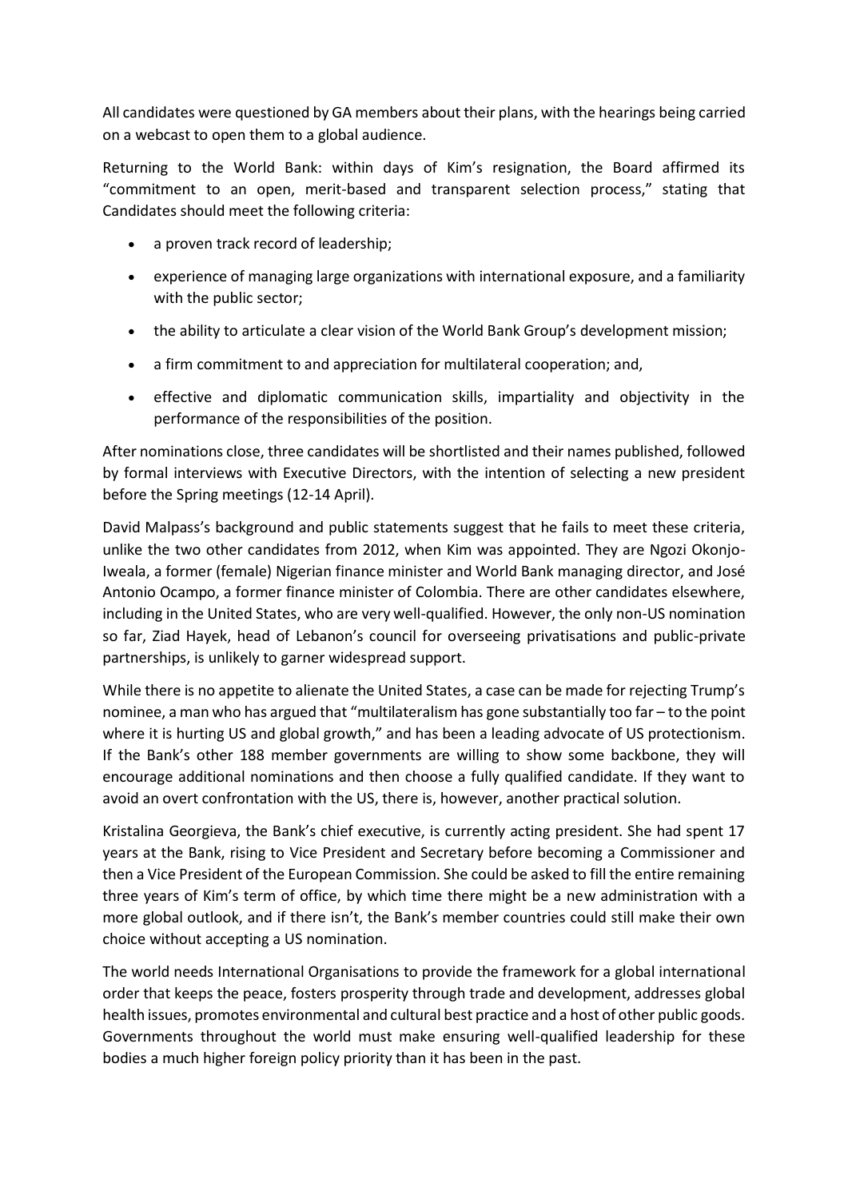All candidates were questioned by GA members about their plans, with the hearings being carried on a webcast to open them to a global audience.

Returning to the World Bank: within days of Kim's resignation, the Board affirmed its "commitment to an open, merit-based and transparent selection process," stating that Candidates should meet the following criteria:

- a proven track record of leadership;
- experience of managing large organizations with international exposure, and a familiarity with the public sector;
- the ability to articulate a clear vision of the World Bank Group's development mission;
- a firm commitment to and appreciation for multilateral cooperation; and,
- effective and diplomatic communication skills, impartiality and objectivity in the performance of the responsibilities of the position.

After nominations close, three candidates will be shortlisted and their names published, followed by formal interviews with Executive Directors, with the intention of selecting a new president before the Spring meetings (12-14 April).

David Malpass's background and public statements suggest that he fails to meet these criteria, unlike the two other candidates from 2012, when Kim was appointed. They are Ngozi Okonjo-Iweala, a former (female) Nigerian finance minister and World Bank managing director, and José Antonio Ocampo, a former finance minister of Colombia. There are other candidates elsewhere, including in the United States, who are very well-qualified. However, the only non-US nomination so far, Ziad Hayek, head of Lebanon's council for overseeing privatisations and public-private partnerships, is unlikely to garner widespread support.

While there is no appetite to alienate the United States, a case can be made for rejecting Trump's nominee, a man who has argued that "multilateralism has gone substantially too far – to the point where it is hurting US and global growth," and has been a leading advocate of US protectionism. If the Bank's other 188 member governments are willing to show some backbone, they will encourage additional nominations and then choose a fully qualified candidate. If they want to avoid an overt confrontation with the US, there is, however, another practical solution.

Kristalina Georgieva, the Bank's chief executive, is currently acting president. She had spent 17 years at the Bank, rising to Vice President and Secretary before becoming a Commissioner and then a Vice President of the European Commission. She could be asked to fill the entire remaining three years of Kim's term of office, by which time there might be a new administration with a more global outlook, and if there isn't, the Bank's member countries could still make their own choice without accepting a US nomination.

The world needs International Organisations to provide the framework for a global international order that keeps the peace, fosters prosperity through trade and development, addresses global health issues, promotes environmental and cultural best practice and a host of other public goods. Governments throughout the world must make ensuring well-qualified leadership for these bodies a much higher foreign policy priority than it has been in the past.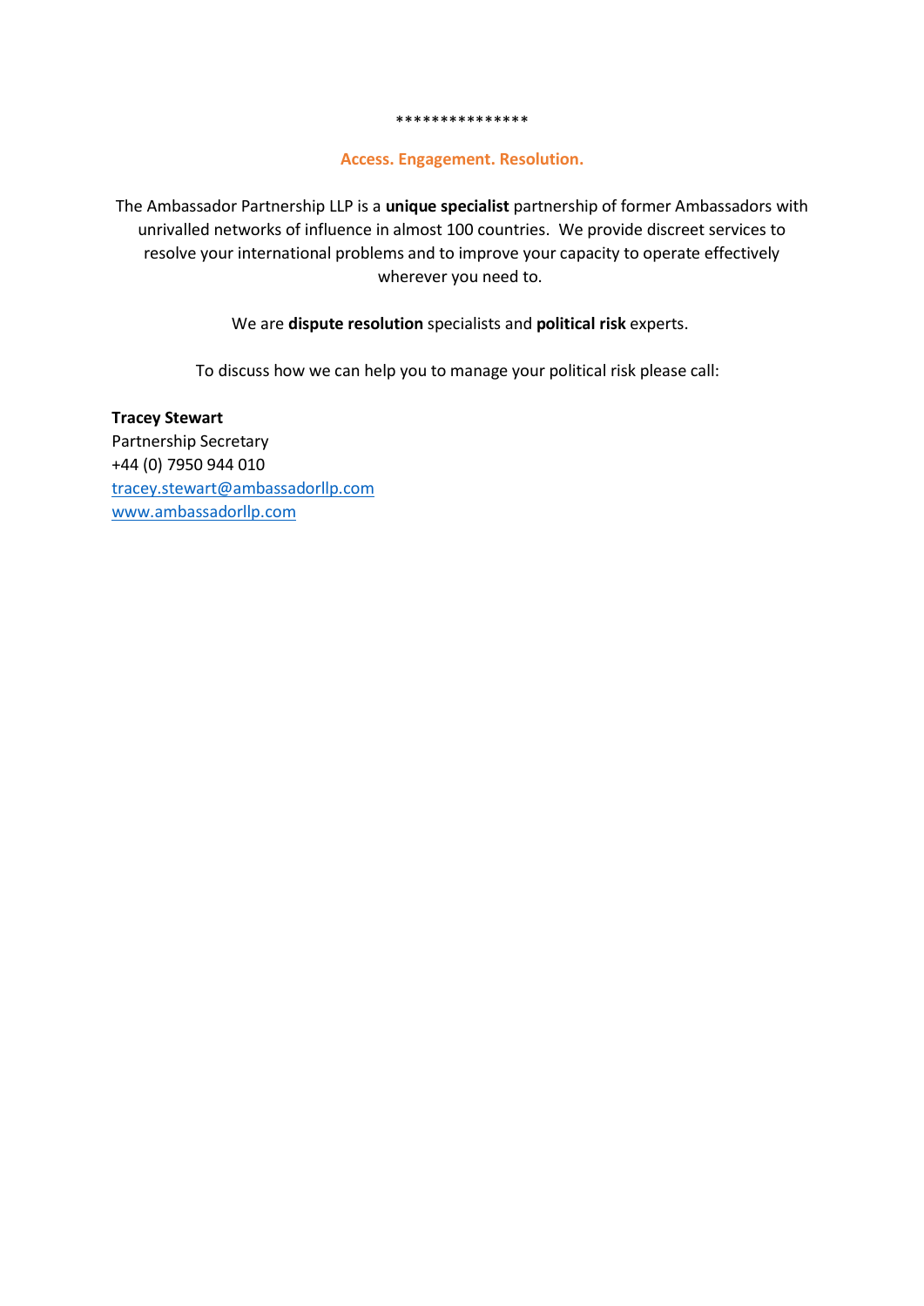***************

**Access. Engagement. Resolution.**

The Ambassador Partnership LLP is a **unique specialist** partnership of former Ambassadors with unrivalled networks of influence in almost 100 countries.  We provide discreet services to resolve your international problems and to improve your capacity to operate effectively wherever you need to.

We are **dispute resolution** specialists and **political risk** experts.

To discuss how we can help you to manage your political risk please call:

**Tracey Stewart**
Partnership Secretary
+44 (0) 7950 944 010
tracey.stewart@ambassadorllp.com
www.ambassadorllp.com